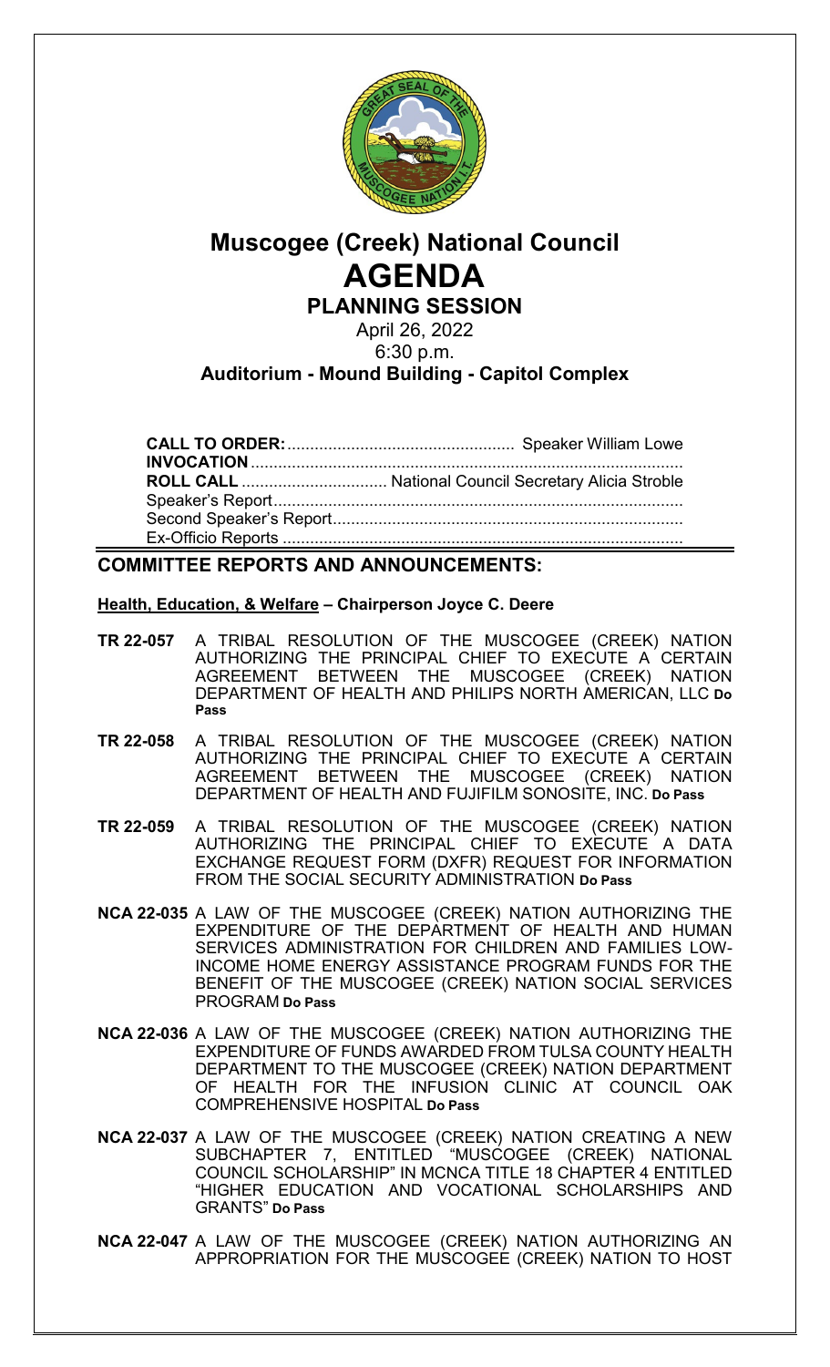# Muscogee (Creek) National Council

# AGENDA

## PLANNING SESSION

April 26, 2022

6:30 p.m.

**Auditorium - Mound Building - Capitol Complex**

**CALL TO ORDER:** .................................................. Speaker William Lowe

**INVOCATION** ...........................................................................................

**ROLL CALL** ............................... National Council Secretary Alicia Stroble

Speaker's Report.........................................................................................

Second Speaker's Report............................................................................

Ex-Officio Reports .......................................................................................

## COMMITTEE REPORTS AND ANNOUNCEMENTS:

**Health, Education, & Welfare – Chairperson Joyce C. Deere**

**TR 22-057** A TRIBAL RESOLUTION OF THE MUSCOGEE (CREEK) NATION AUTHORIZING THE PRINCIPAL CHIEF TO EXECUTE A CERTAIN AGREEMENT BETWEEN THE MUSCOGEE (CREEK) NATION DEPARTMENT OF HEALTH AND PHILIPS NORTH AMERICAN, LLC **Do Pass**

**TR 22-058** A TRIBAL RESOLUTION OF THE MUSCOGEE (CREEK) NATION AUTHORIZING THE PRINCIPAL CHIEF TO EXECUTE A CERTAIN AGREEMENT BETWEEN THE MUSCOGEE (CREEK) NATION DEPARTMENT OF HEALTH AND FUJIFILM SONOSITE, INC. **Do Pass**

**TR 22-059** A TRIBAL RESOLUTION OF THE MUSCOGEE (CREEK) NATION AUTHORIZING THE PRINCIPAL CHIEF TO EXECUTE A DATA EXCHANGE REQUEST FORM (DXFR) REQUEST FOR INFORMATION FROM THE SOCIAL SECURITY ADMINISTRATION **Do Pass**

**NCA 22-035** A LAW OF THE MUSCOGEE (CREEK) NATION AUTHORIZING THE EXPENDITURE OF THE DEPARTMENT OF HEALTH AND HUMAN SERVICES ADMINISTRATION FOR CHILDREN AND FAMILIES LOW-INCOME HOME ENERGY ASSISTANCE PROGRAM FUNDS FOR THE BENEFIT OF THE MUSCOGEE (CREEK) NATION SOCIAL SERVICES PROGRAM **Do Pass**

**NCA 22-036** A LAW OF THE MUSCOGEE (CREEK) NATION AUTHORIZING THE EXPENDITURE OF FUNDS AWARDED FROM TULSA COUNTY HEALTH DEPARTMENT TO THE MUSCOGEE (CREEK) NATION DEPARTMENT OF HEALTH FOR THE INFUSION CLINIC AT COUNCIL OAK COMPREHENSIVE HOSPITAL **Do Pass**

**NCA 22-037** A LAW OF THE MUSCOGEE (CREEK) NATION CREATING A NEW SUBCHAPTER 7, ENTITLED "MUSCOGEE (CREEK) NATIONAL COUNCIL SCHOLARSHIP" IN MCNCA TITLE 18 CHAPTER 4 ENTITLED "HIGHER EDUCATION AND VOCATIONAL SCHOLARSHIPS AND GRANTS" **Do Pass**

**NCA 22-047** A LAW OF THE MUSCOGEE (CREEK) NATION AUTHORIZING AN APPROPRIATION FOR THE MUSCOGEE (CREEK) NATION TO HOST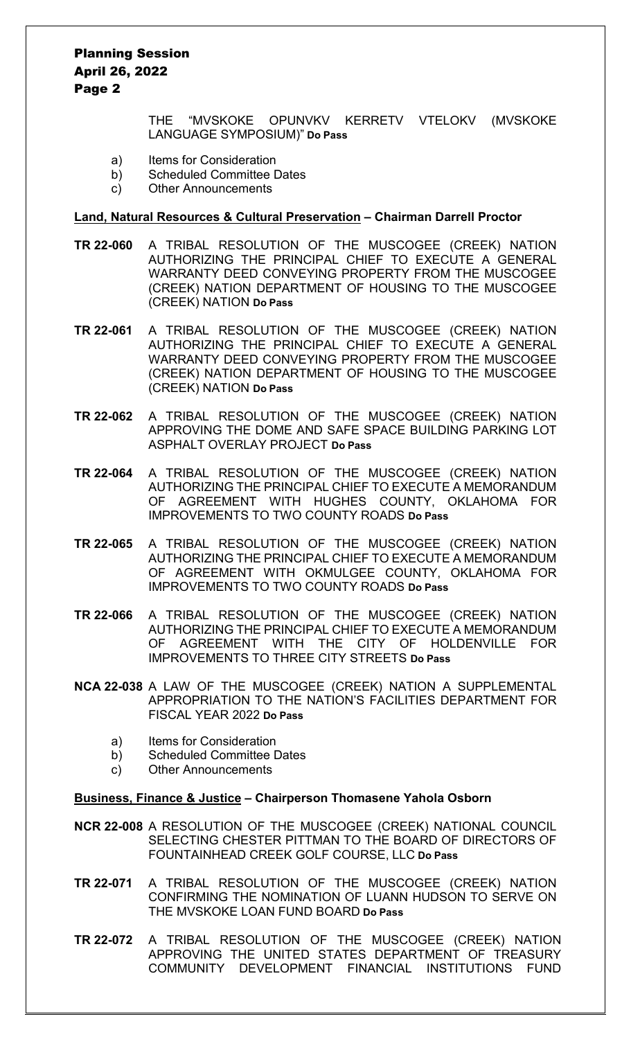THE "MVSKOKE OPUNVKV KERRETV VTELOKV (MVSKOKE LANGUAGE SYMPOSIUM)" **Do Pass**

a) Items for Consideration
b) Scheduled Committee Dates
c) Other Announcements

**Land, Natural Resources & Cultural Preservation – Chairman Darrell Proctor**

**TR 22-060** A TRIBAL RESOLUTION OF THE MUSCOGEE (CREEK) NATION AUTHORIZING THE PRINCIPAL CHIEF TO EXECUTE A GENERAL WARRANTY DEED CONVEYING PROPERTY FROM THE MUSCOGEE (CREEK) NATION DEPARTMENT OF HOUSING TO THE MUSCOGEE (CREEK) NATION **Do Pass**

**TR 22-061** A TRIBAL RESOLUTION OF THE MUSCOGEE (CREEK) NATION AUTHORIZING THE PRINCIPAL CHIEF TO EXECUTE A GENERAL WARRANTY DEED CONVEYING PROPERTY FROM THE MUSCOGEE (CREEK) NATION DEPARTMENT OF HOUSING TO THE MUSCOGEE (CREEK) NATION **Do Pass**

**TR 22-062** A TRIBAL RESOLUTION OF THE MUSCOGEE (CREEK) NATION APPROVING THE DOME AND SAFE SPACE BUILDING PARKING LOT ASPHALT OVERLAY PROJECT **Do Pass**

**TR 22-064** A TRIBAL RESOLUTION OF THE MUSCOGEE (CREEK) NATION AUTHORIZING THE PRINCIPAL CHIEF TO EXECUTE A MEMORANDUM OF AGREEMENT WITH HUGHES COUNTY, OKLAHOMA FOR IMPROVEMENTS TO TWO COUNTY ROADS **Do Pass**

**TR 22-065** A TRIBAL RESOLUTION OF THE MUSCOGEE (CREEK) NATION AUTHORIZING THE PRINCIPAL CHIEF TO EXECUTE A MEMORANDUM OF AGREEMENT WITH OKMULGEE COUNTY, OKLAHOMA FOR IMPROVEMENTS TO TWO COUNTY ROADS **Do Pass**

**TR 22-066** A TRIBAL RESOLUTION OF THE MUSCOGEE (CREEK) NATION AUTHORIZING THE PRINCIPAL CHIEF TO EXECUTE A MEMORANDUM OF AGREEMENT WITH THE CITY OF HOLDENVILLE FOR IMPROVEMENTS TO THREE CITY STREETS **Do Pass**

**NCA 22-038** A LAW OF THE MUSCOGEE (CREEK) NATION A SUPPLEMENTAL APPROPRIATION TO THE NATION'S FACILITIES DEPARTMENT FOR FISCAL YEAR 2022 **Do Pass**

a) Items for Consideration
b) Scheduled Committee Dates
c) Other Announcements

**Business, Finance & Justice – Chairperson Thomasene Yahola Osborn**

**NCR 22-008** A RESOLUTION OF THE MUSCOGEE (CREEK) NATIONAL COUNCIL SELECTING CHESTER PITTMAN TO THE BOARD OF DIRECTORS OF FOUNTAINHEAD CREEK GOLF COURSE, LLC **Do Pass**

**TR 22-071** A TRIBAL RESOLUTION OF THE MUSCOGEE (CREEK) NATION CONFIRMING THE NOMINATION OF LUANN HUDSON TO SERVE ON THE MVSKOKE LOAN FUND BOARD **Do Pass**

**TR 22-072** A TRIBAL RESOLUTION OF THE MUSCOGEE (CREEK) NATION APPROVING THE UNITED STATES DEPARTMENT OF TREASURY COMMUNITY DEVELOPMENT FINANCIAL INSTITUTIONS FUND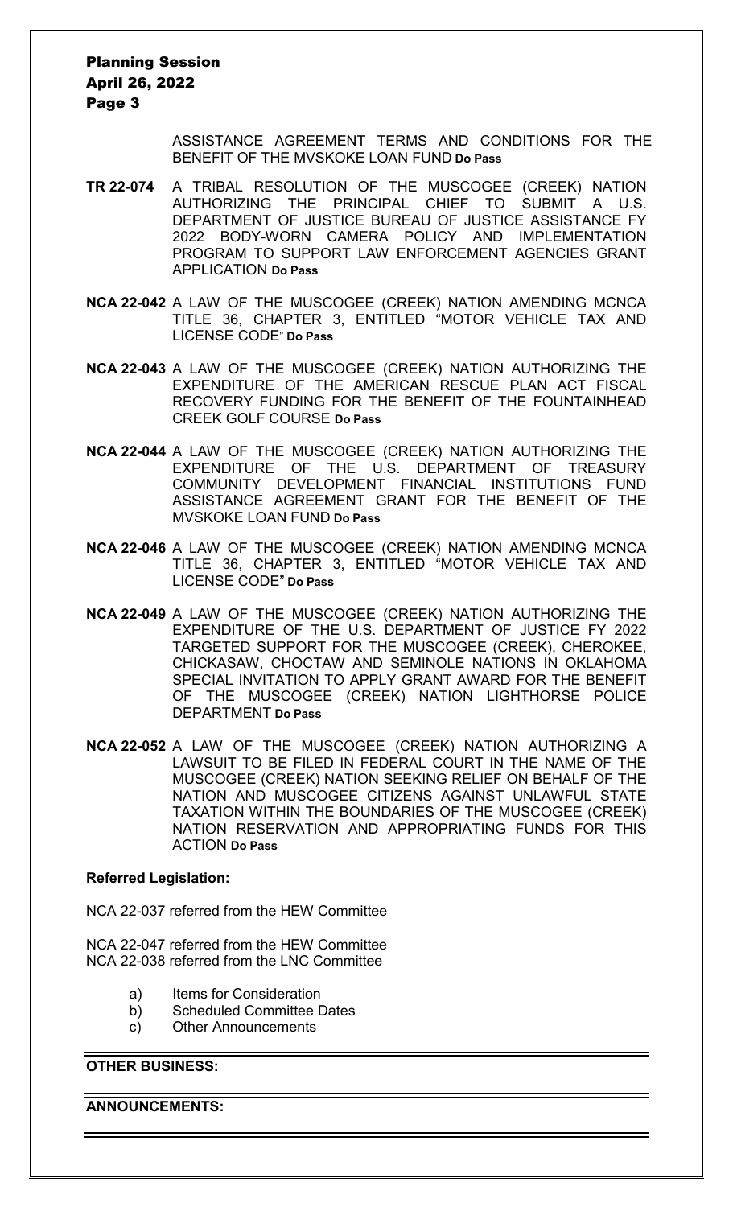ASSISTANCE AGREEMENT TERMS AND CONDITIONS FOR THE BENEFIT OF THE MVSKOKE LOAN FUND **Do Pass**

**TR 22-074** A TRIBAL RESOLUTION OF THE MUSCOGEE (CREEK) NATION AUTHORIZING THE PRINCIPAL CHIEF TO SUBMIT A U.S. DEPARTMENT OF JUSTICE BUREAU OF JUSTICE ASSISTANCE FY 2022 BODY-WORN CAMERA POLICY AND IMPLEMENTATION PROGRAM TO SUPPORT LAW ENFORCEMENT AGENCIES GRANT APPLICATION **Do Pass**

**NCA 22-042** A LAW OF THE MUSCOGEE (CREEK) NATION AMENDING MCNCA TITLE 36, CHAPTER 3, ENTITLED "MOTOR VEHICLE TAX AND LICENSE CODE" **Do Pass**

**NCA 22-043** A LAW OF THE MUSCOGEE (CREEK) NATION AUTHORIZING THE EXPENDITURE OF THE AMERICAN RESCUE PLAN ACT FISCAL RECOVERY FUNDING FOR THE BENEFIT OF THE FOUNTAINHEAD CREEK GOLF COURSE **Do Pass**

**NCA 22-044** A LAW OF THE MUSCOGEE (CREEK) NATION AUTHORIZING THE EXPENDITURE OF THE U.S. DEPARTMENT OF TREASURY COMMUNITY DEVELOPMENT FINANCIAL INSTITUTIONS FUND ASSISTANCE AGREEMENT GRANT FOR THE BENEFIT OF THE MVSKOKE LOAN FUND **Do Pass**

**NCA 22-046** A LAW OF THE MUSCOGEE (CREEK) NATION AMENDING MCNCA TITLE 36, CHAPTER 3, ENTITLED "MOTOR VEHICLE TAX AND LICENSE CODE" **Do Pass**

**NCA 22-049** A LAW OF THE MUSCOGEE (CREEK) NATION AUTHORIZING THE EXPENDITURE OF THE U.S. DEPARTMENT OF JUSTICE FY 2022 TARGETED SUPPORT FOR THE MUSCOGEE (CREEK), CHEROKEE, CHICKASAW, CHOCTAW AND SEMINOLE NATIONS IN OKLAHOMA SPECIAL INVITATION TO APPLY GRANT AWARD FOR THE BENEFIT OF THE MUSCOGEE (CREEK) NATION LIGHTHORSE POLICE DEPARTMENT **Do Pass**

**NCA 22-052** A LAW OF THE MUSCOGEE (CREEK) NATION AUTHORIZING A LAWSUIT TO BE FILED IN FEDERAL COURT IN THE NAME OF THE MUSCOGEE (CREEK) NATION SEEKING RELIEF ON BEHALF OF THE NATION AND MUSCOGEE CITIZENS AGAINST UNLAWFUL STATE TAXATION WITHIN THE BOUNDARIES OF THE MUSCOGEE (CREEK) NATION RESERVATION AND APPROPRIATING FUNDS FOR THIS ACTION **Do Pass**

**Referred Legislation:**

NCA 22-037 referred from the HEW Committee

NCA 22-047 referred from the HEW Committee
NCA 22-038 referred from the LNC Committee

a) Items for Consideration
b) Scheduled Committee Dates
c) Other Announcements

**OTHER BUSINESS:**

**ANNOUNCEMENTS:**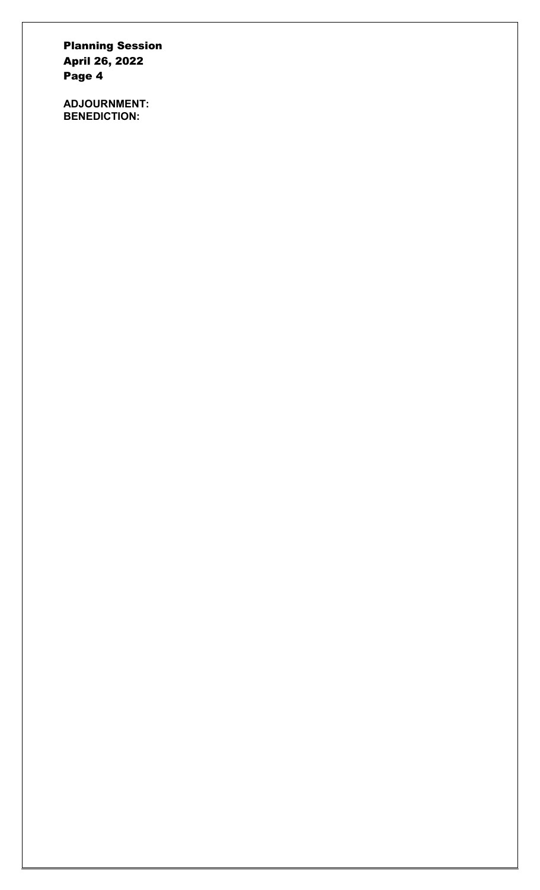**ADJOURNMENT:**

**BENEDICTION:**